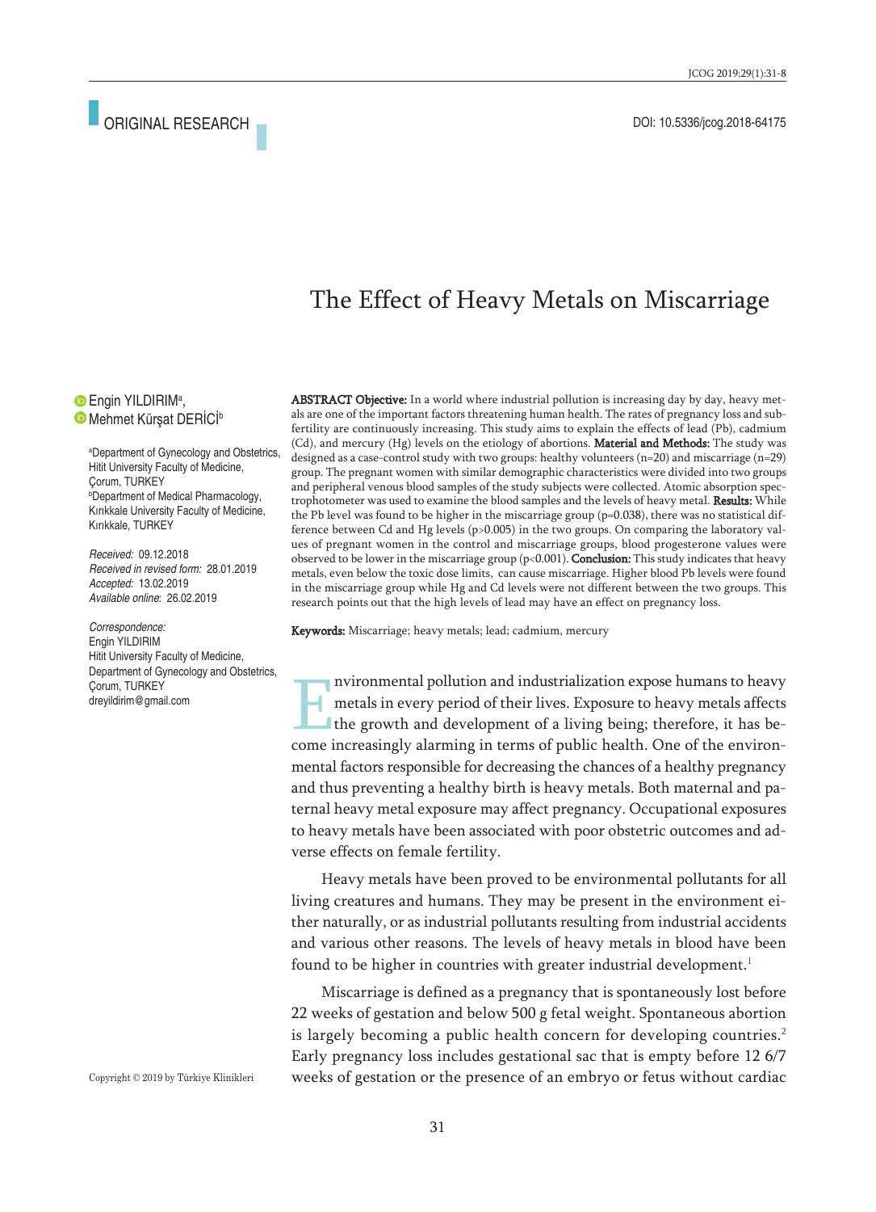ORIGINAL RESEARCH

DOI: 10.5336/jcog.2018-64175

# The Effect of Heavy Metals on Miscarriage

Engin YILDIRIM[a],
Mehmet Kürşat DERİCİ[b]

[a]Department of Gynecology and Obstetrics, Hitit University Faculty of Medicine, Çorum, TURKEY
[b]Department of Medical Pharmacology, Kırıkkale University Faculty of Medicine, Kırıkkale, TURKEY

*Received:* 09.12.2018
*Received in revised form:* 28.01.2019
*Accepted:* 13.02.2019
*Available online:* 26.02.2019

*Correspondence:*
Engin YILDIRIM
Hitit University Faculty of Medicine, Department of Gynecology and Obstetrics, Çorum, TURKEY
dreyildirim@gmail.com

**ABSTRACT Objective:** In a world where industrial pollution is increasing day by day, heavy metals are one of the important factors threatening human health. The rates of pregnancy loss and subfertility are continuously increasing. This study aims to explain the effects of lead (Pb), cadmium (Cd), and mercury (Hg) levels on the etiology of abortions. **Material and Methods:** The study was designed as a case-control study with two groups: healthy volunteers (n=20) and miscarriage (n=29) group. The pregnant women with similar demographic characteristics were divided into two groups and peripheral venous blood samples of the study subjects were collected. Atomic absorption spectrophotometer was used to examine the blood samples and the levels of heavy metal. **Results:** While the Pb level was found to be higher in the miscarriage group ($p=0.038$), there was no statistical difference between Cd and Hg levels ($p>0.005$) in the two groups. On comparing the laboratory values of pregnant women in the control and miscarriage groups, blood progesterone values were observed to be lower in the miscarriage group ($p<0.001$). **Conclusion:** This study indicates that heavy metals, even below the toxic dose limits, can cause miscarriage. Higher blood Pb levels were found in the miscarriage group while Hg and Cd levels were not different between the two groups. This research points out that the high levels of lead may have an effect on pregnancy loss.

**Keywords:** Miscarriage; heavy metals; lead; cadmium, mercury

Environmental pollution and industrialization expose humans to heavy metals in every period of their lives. Exposure to heavy metals affects the growth and development of a living being; therefore, it has become increasingly alarming in terms of public health. One of the environmental factors responsible for decreasing the chances of a healthy pregnancy and thus preventing a healthy birth is heavy metals. Both maternal and paternal heavy metal exposure may affect pregnancy. Occupational exposures to heavy metals have been associated with poor obstetric outcomes and adverse effects on female fertility.

Heavy metals have been proved to be environmental pollutants for all living creatures and humans. They may be present in the environment either naturally, or as industrial pollutants resulting from industrial accidents and various other reasons. The levels of heavy metals in blood have been found to be higher in countries with greater industrial development.[1]

Miscarriage is defined as a pregnancy that is spontaneously lost before 22 weeks of gestation and below 500 g fetal weight. Spontaneous abortion is largely becoming a public health concern for developing countries.[2] Early pregnancy loss includes gestational sac that is empty before 12 6/7 weeks of gestation or the presence of an embryo or fetus without cardiac

Copyright © 2019 by Türkiye Klinikleri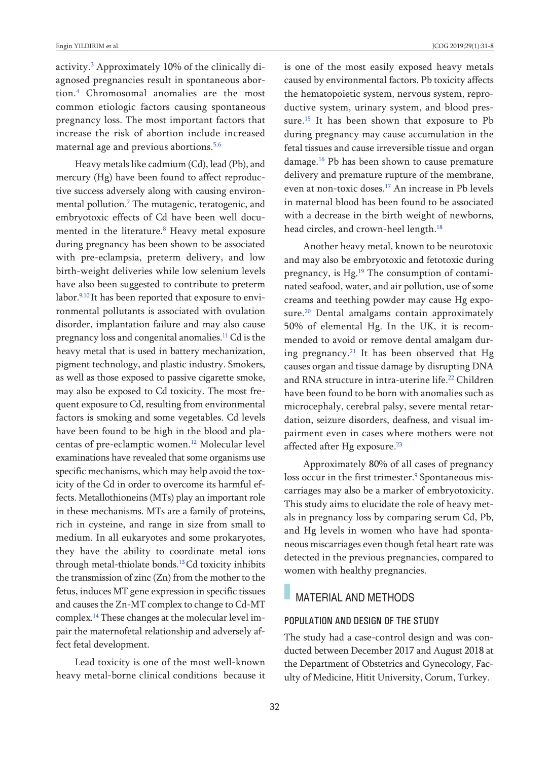activity.[3] Approximately 10% of the clinically diagnosed pregnancies result in spontaneous abortion.[4] Chromosomal anomalies are the most common etiologic factors causing spontaneous pregnancy loss. The most important factors that increase the risk of abortion include increased maternal age and previous abortions.[5,6]

Heavy metals like cadmium (Cd), lead (Pb), and mercury (Hg) have been found to affect reproductive success adversely along with causing environmental pollution.[7] The mutagenic, teratogenic, and embryotoxic effects of Cd have been well documented in the literature.[8] Heavy metal exposure during pregnancy has been shown to be associated with pre-eclampsia, preterm delivery, and low birth-weight deliveries while low selenium levels have also been suggested to contribute to preterm labor.[9,10] It has been reported that exposure to environmental pollutants is associated with ovulation disorder, implantation failure and may also cause pregnancy loss and congenital anomalies.[11] Cd is the heavy metal that is used in battery mechanization, pigment technology, and plastic industry. Smokers, as well as those exposed to passive cigarette smoke, may also be exposed to Cd toxicity. The most frequent exposure to Cd, resulting from environmental factors is smoking and some vegetables. Cd levels have been found to be high in the blood and placentas of pre-eclamptic women.[12] Molecular level examinations have revealed that some organisms use specific mechanisms, which may help avoid the toxicity of the Cd in order to overcome its harmful effects. Metallothioneins (MTs) play an important role in these mechanisms. MTs are a family of proteins, rich in cysteine, and range in size from small to medium. In all eukaryotes and some prokaryotes, they have the ability to coordinate metal ions through metal-thiolate bonds.[13] Cd toxicity inhibits the transmission of zinc (Zn) from the mother to the fetus, induces MT gene expression in specific tissues and causes the Zn-MT complex to change to Cd-MT complex.[14] These changes at the molecular level impair the maternofetal relationship and adversely affect fetal development.

Lead toxicity is one of the most well-known heavy metal-borne clinical conditions because it is one of the most easily exposed heavy metals caused by environmental factors. Pb toxicity affects the hematopoietic system, nervous system, reproductive system, urinary system, and blood pressure.[15] It has been shown that exposure to Pb during pregnancy may cause accumulation in the fetal tissues and cause irreversible tissue and organ damage.[16] Pb has been shown to cause premature delivery and premature rupture of the membrane, even at non-toxic doses.[17] An increase in Pb levels in maternal blood has been found to be associated with a decrease in the birth weight of newborns, head circles, and crown-heel length.[18]

Another heavy metal, known to be neurotoxic and may also be embryotoxic and fetotoxic during pregnancy, is Hg.[19] The consumption of contaminated seafood, water, and air pollution, use of some creams and teething powder may cause Hg exposure.[20] Dental amalgams contain approximately 50% of elemental Hg. In the UK, it is recommended to avoid or remove dental amalgam during pregnancy.[21] It has been observed that Hg causes organ and tissue damage by disrupting DNA and RNA structure in intra-uterine life.[22] Children have been found to be born with anomalies such as microcephaly, cerebral palsy, severe mental retardation, seizure disorders, deafness, and visual impairment even in cases where mothers were not affected after Hg exposure.[23]

Approximately 80% of all cases of pregnancy loss occur in the first trimester.[9] Spontaneous miscarriages may also be a marker of embryotoxicity. This study aims to elucidate the role of heavy metals in pregnancy loss by comparing serum Cd, Pb, and Hg levels in women who have had spontaneous miscarriages even though fetal heart rate was detected in the previous pregnancies, compared to women with healthy pregnancies.

## MATERIAL AND METHODS

### POPULATION AND DESIGN OF THE STUDY

The study had a case-control design and was conducted between December 2017 and August 2018 at the Department of Obstetrics and Gynecology, Faculty of Medicine, Hitit University, Corum, Turkey.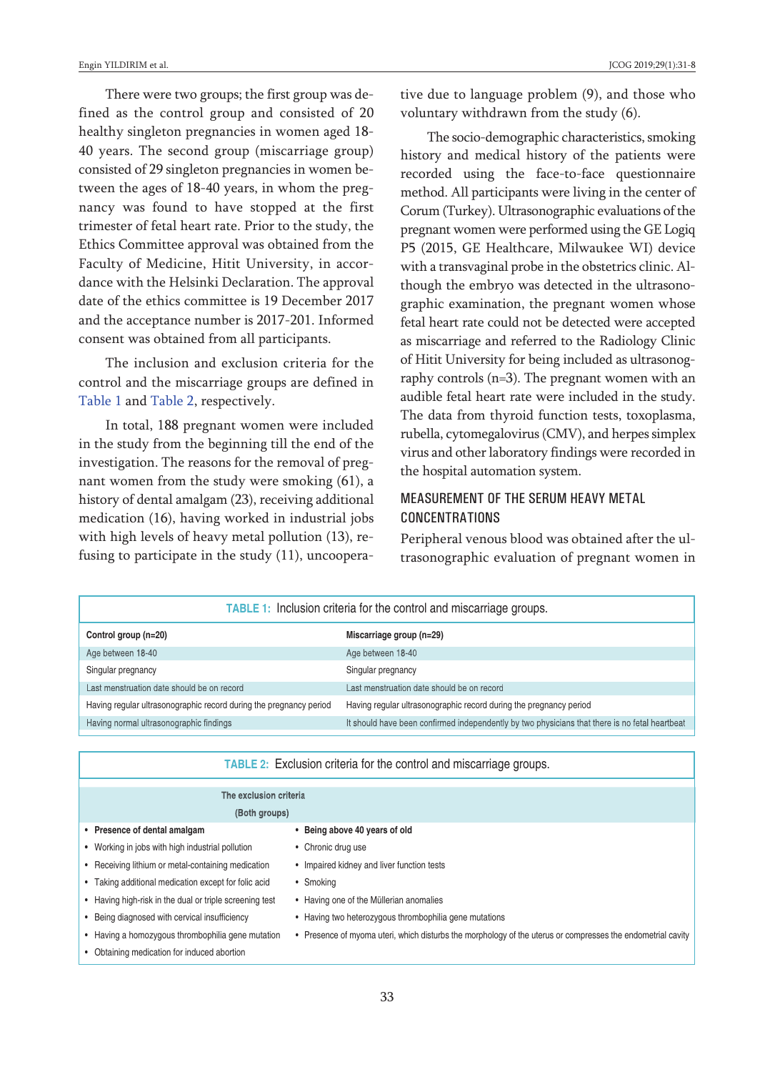There were two groups; the first group was defined as the control group and consisted of 20 healthy singleton pregnancies in women aged 18-40 years. The second group (miscarriage group) consisted of 29 singleton pregnancies in women between the ages of 18-40 years, in whom the pregnancy was found to have stopped at the first trimester of fetal heart rate. Prior to the study, the Ethics Committee approval was obtained from the Faculty of Medicine, Hitit University, in accordance with the Helsinki Declaration. The approval date of the ethics committee is 19 December 2017 and the acceptance number is 2017-201. Informed consent was obtained from all participants.

The inclusion and exclusion criteria for the control and the miscarriage groups are defined in Table 1 and Table 2, respectively.

In total, 188 pregnant women were included in the study from the beginning till the end of the investigation. The reasons for the removal of pregnant women from the study were smoking (61), a history of dental amalgam (23), receiving additional medication (16), having worked in industrial jobs with high levels of heavy metal pollution (13), refusing to participate in the study (11), uncooperative due to language problem (9), and those who voluntary withdrawn from the study (6).

The socio-demographic characteristics, smoking history and medical history of the patients were recorded using the face-to-face questionnaire method. All participants were living in the center of Corum (Turkey). Ultrasonographic evaluations of the pregnant women were performed using the GE Logiq P5 (2015, GE Healthcare, Milwaukee WI) device with a transvaginal probe in the obstetrics clinic. Although the embryo was detected in the ultrasonographic examination, the pregnant women whose fetal heart rate could not be detected were accepted as miscarriage and referred to the Radiology Clinic of Hitit University for being included as ultrasonography controls (n=3). The pregnant women with an audible fetal heart rate were included in the study. The data from thyroid function tests, toxoplasma, rubella, cytomegalovirus (CMV), and herpes simplex virus and other laboratory findings were recorded in the hospital automation system.

## MEASUREMENT OF THE SERUM HEAVY METAL CONCENTRATIONS

Peripheral venous blood was obtained after the ultrasonographic evaluation of pregnant women in

**TABLE 1:** Inclusion criteria for the control and miscarriage groups.

| Control group (n=20) | Miscarriage group (n=29) |
|---|---|
| Age between 18-40 | Age between 18-40 |
| Singular pregnancy | Singular pregnancy |
| Last menstruation date should be on record | Last menstruation date should be on record |
| Having regular ultrasonographic record during the pregnancy period | Having regular ultrasonographic record during the pregnancy period |
| Having normal ultrasonographic findings | It should have been confirmed independently by two physicians that there is no fetal heartbeat |

**TABLE 2:** Exclusion criteria for the control and miscarriage groups.

| The exclusion criteria (Both groups) | |
|---|---|
| • Presence of dental amalgam | • Being above 40 years of old |
| • Working in jobs with high industrial pollution | • Chronic drug use |
| • Receiving lithium or metal-containing medication | • Impaired kidney and liver function tests |
| • Taking additional medication except for folic acid | • Smoking |
| • Having high-risk in the dual or triple screening test | • Having one of the Müllerian anomalies |
| • Being diagnosed with cervical insufficiency | • Having two heterozygous thrombophilia gene mutations |
| • Having a homozygous thrombophilia gene mutation | • Presence of myoma uteri, which disturbs the morphology of the uterus or compresses the endometrial cavity |
| • Obtaining medication for induced abortion | |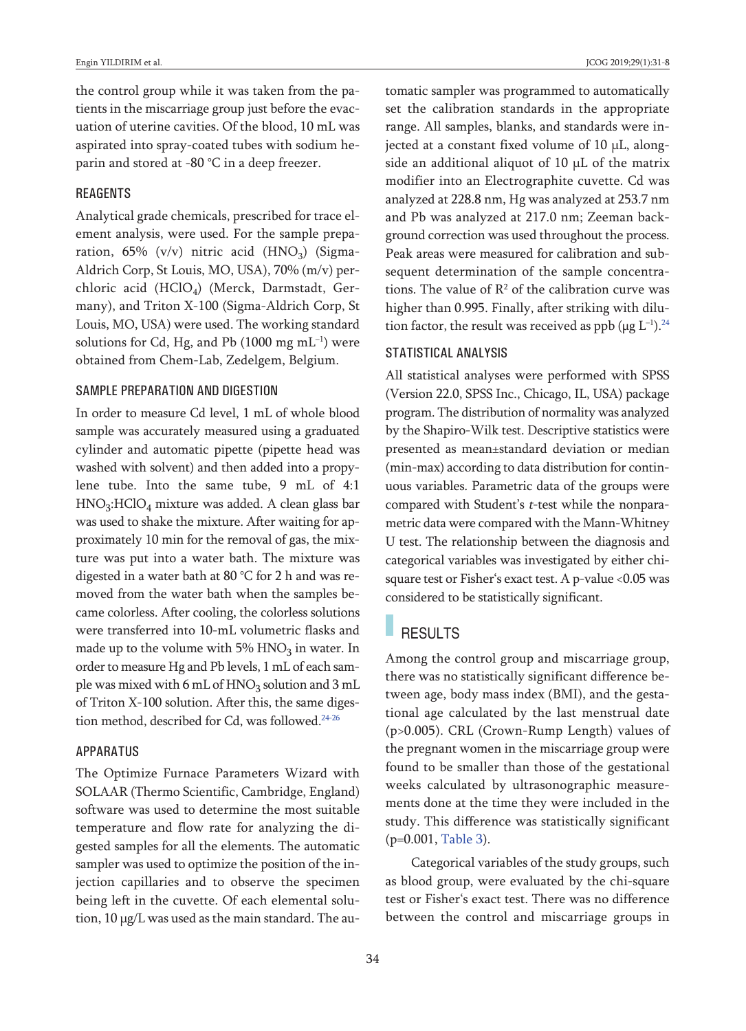the control group while it was taken from the patients in the miscarriage group just before the evacuation of uterine cavities. Of the blood, 10 mL was aspirated into spray-coated tubes with sodium heparin and stored at -80 °C in a deep freezer.

### REAGENTS

Analytical grade chemicals, prescribed for trace element analysis, were used. For the sample preparation, 65% (v/v) nitric acid ($HNO_3$) (Sigma-Aldrich Corp, St Louis, MO, USA), 70% (m/v) perchloric acid ($HClO_4$) (Merck, Darmstadt, Germany), and Triton X-100 (Sigma-Aldrich Corp, St Louis, MO, USA) were used. The working standard solutions for Cd, Hg, and Pb (1000 mg $mL^{-1}$) were obtained from Chem-Lab, Zedelgem, Belgium.

### SAMPLE PREPARATION AND DIGESTION

In order to measure Cd level, 1 mL of whole blood sample was accurately measured using a graduated cylinder and automatic pipette (pipette head was washed with solvent) and then added into a propylene tube. Into the same tube, 9 mL of 4:1 $HNO_3$:$HClO_4$ mixture was added. A clean glass bar was used to shake the mixture. After waiting for approximately 10 min for the removal of gas, the mixture was put into a water bath. The mixture was digested in a water bath at 80 °C for 2 h and was removed from the water bath when the samples became colorless. After cooling, the colorless solutions were transferred into 10-mL volumetric flasks and made up to the volume with 5% $HNO_3$ in water. In order to measure Hg and Pb levels, 1 mL of each sample was mixed with 6 mL of $HNO_3$ solution and 3 mL of Triton X-100 solution. After this, the same digestion method, described for Cd, was followed.[24-26]

### APPARATUS

The Optimize Furnace Parameters Wizard with SOLAAR (Thermo Scientific, Cambridge, England) software was used to determine the most suitable temperature and flow rate for analyzing the digested samples for all the elements. The automatic sampler was used to optimize the position of the injection capillaries and to observe the specimen being left in the cuvette. Of each elemental solution, 10 μg/L was used as the main standard. The automatic sampler was programmed to automatically set the calibration standards in the appropriate range. All samples, blanks, and standards were injected at a constant fixed volume of 10 μL, alongside an additional aliquot of 10 μL of the matrix modifier into an Electrographite cuvette. Cd was analyzed at 228.8 nm, Hg was analyzed at 253.7 nm and Pb was analyzed at 217.0 nm; Zeeman background correction was used throughout the process. Peak areas were measured for calibration and subsequent determination of the sample concentrations. The value of $R^2$ of the calibration curve was higher than 0.995. Finally, after striking with dilution factor, the result was received as ppb (μg $L^{-1}$).[24]

### STATISTICAL ANALYSIS

All statistical analyses were performed with SPSS (Version 22.0, SPSS Inc., Chicago, IL, USA) package program. The distribution of normality was analyzed by the Shapiro-Wilk test. Descriptive statistics were presented as mean±standard deviation or median (min-max) according to data distribution for continuous variables. Parametric data of the groups were compared with Student's *t*-test while the nonparametric data were compared with the Mann-Whitney U test. The relationship between the diagnosis and categorical variables was investigated by either chi-square test or Fisher's exact test. A p-value <0.05 was considered to be statistically significant.

## RESULTS

Among the control group and miscarriage group, there was no statistically significant difference between age, body mass index (BMI), and the gestational age calculated by the last menstrual date (p>0.005). CRL (Crown-Rump Length) values of the pregnant women in the miscarriage group were found to be smaller than those of the gestational weeks calculated by ultrasonographic measurements done at the time they were included in the study. This difference was statistically significant (p=0.001, Table 3).

Categorical variables of the study groups, such as blood group, were evaluated by the chi-square test or Fisher's exact test. There was no difference between the control and miscarriage groups in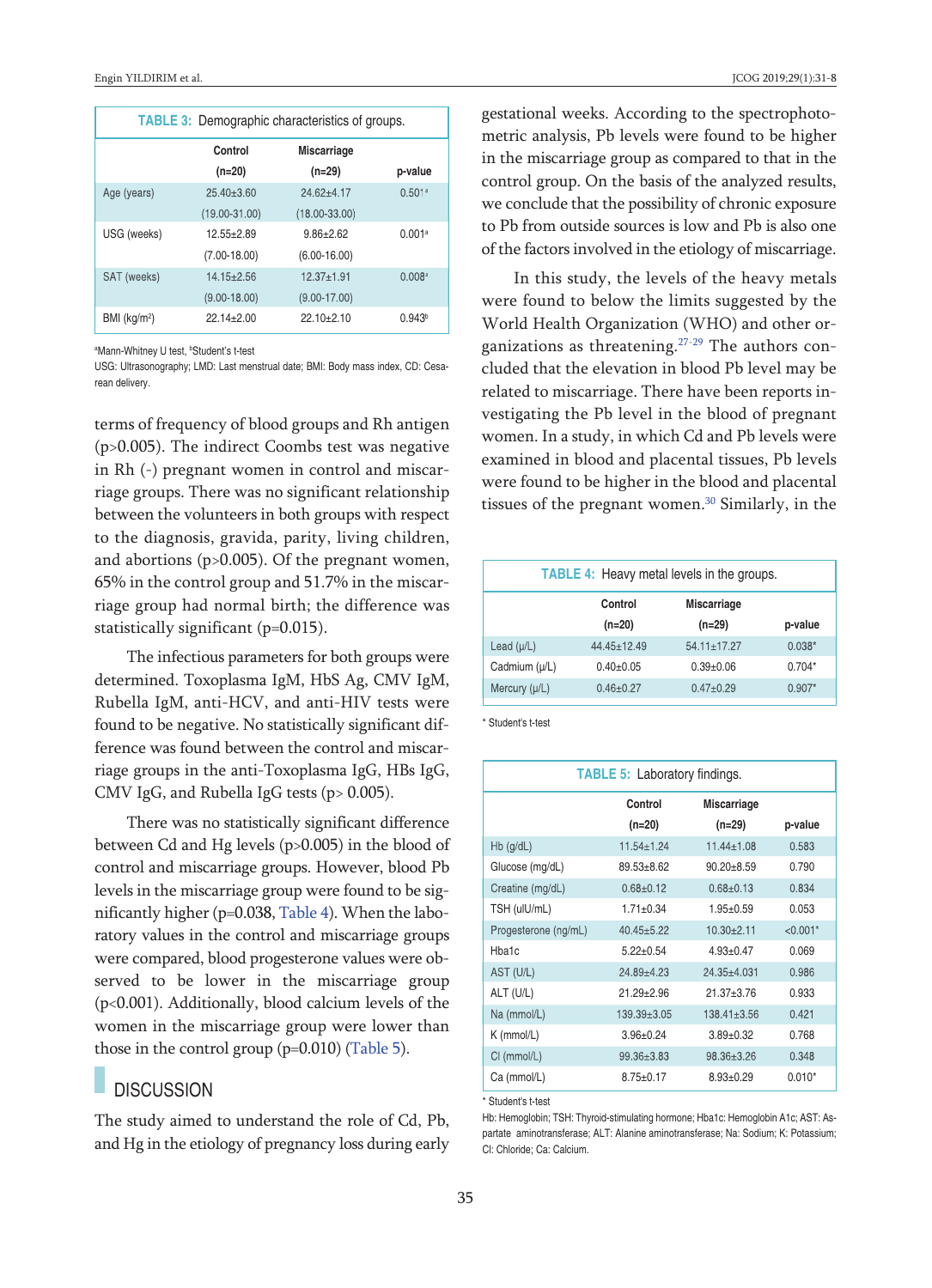**TABLE 3:** Demographic characteristics of groups.

| | Control (n=20) | Miscarriage (n=29) | p-value |
|---|---|---|---|
| Age (years) | 25.40±3.60 | 24.62±4.17 | 0.501[a] |
| | (19.00-31.00) | (18.00-33.00) | |
| USG (weeks) | 12.55±2.89 | 9.86±2.62 | 0.001[a] |
| | (7.00-18.00) | (6.00-16.00) | |
| SAT (weeks) | 14.15±2.56 | 12.37±1.91 | 0.008[a] |
| | (9.00-18.00) | (9.00-17.00) | |
| BMI (kg/m$^2$) | 22.14±2.00 | 22.10±2.10 | 0.943[b] |

[a]Mann-Whitney U test, [b]Student's t-test

USG: Ultrasonography; LMD: Last menstrual date; BMI: Body mass index, CD: Cesarean delivery.

terms of frequency of blood groups and Rh antigen (p>0.005). The indirect Coombs test was negative in Rh (-) pregnant women in control and miscarriage groups. There was no significant relationship between the volunteers in both groups with respect to the diagnosis, gravida, parity, living children, and abortions (p>0.005). Of the pregnant women, 65% in the control group and 51.7% in the miscarriage group had normal birth; the difference was statistically significant (p=0.015).

The infectious parameters for both groups were determined. Toxoplasma IgM, HbS Ag, CMV IgM, Rubella IgM, anti-HCV, and anti-HIV tests were found to be negative. No statistically significant difference was found between the control and miscarriage groups in the anti-Toxoplasma IgG, HBs IgG, CMV IgG, and Rubella IgG tests (p> 0.005).

There was no statistically significant difference between Cd and Hg levels (p>0.005) in the blood of control and miscarriage groups. However, blood Pb levels in the miscarriage group were found to be significantly higher (p=0.038, Table 4). When the laboratory values in the control and miscarriage groups were compared, blood progesterone values were observed to be lower in the miscarriage group (p<0.001). Additionally, blood calcium levels of the women in the miscarriage group were lower than those in the control group (p=0.010) (Table 5).

## DISCUSSION

The study aimed to understand the role of Cd, Pb, and Hg in the etiology of pregnancy loss during early gestational weeks. According to the spectrophotometric analysis, Pb levels were found to be higher in the miscarriage group as compared to that in the control group. On the basis of the analyzed results, we conclude that the possibility of chronic exposure to Pb from outside sources is low and Pb is also one of the factors involved in the etiology of miscarriage.

In this study, the levels of the heavy metals were found to below the limits suggested by the World Health Organization (WHO) and other organizations as threatening.[27-29] The authors concluded that the elevation in blood Pb level may be related to miscarriage. There have been reports investigating the Pb level in the blood of pregnant women. In a study, in which Cd and Pb levels were examined in blood and placental tissues, Pb levels were found to be higher in the blood and placental tissues of the pregnant women.[30] Similarly, in the

**TABLE 4:** Heavy metal levels in the groups.

| | Control (n=20) | Miscarriage (n=29) | p-value |
|---|---|---|---|
| Lead (µ/L) | 44.45±12.49 | 54.11±17.27 | 0.038* |
| Cadmium (µ/L) | 0.40±0.05 | 0.39±0.06 | 0.704* |
| Mercury (µ/L) | 0.46±0.27 | 0.47±0.29 | 0.907* |

\* Student's t-test

**TABLE 5:** Laboratory findings.

| | Control (n=20) | Miscarriage (n=29) | p-value |
|---|---|---|---|
| Hb (g/dL) | 11.54±1.24 | 11.44±1.08 | 0.583 |
| Glucose (mg/dL) | 89.53±8.62 | 90.20±8.59 | 0.790 |
| Creatine (mg/dL) | 0.68±0.12 | 0.68±0.13 | 0.834 |
| TSH (uIU/mL) | 1.71±0.34 | 1.95±0.59 | 0.053 |
| Progesterone (ng/mL) | 40.45±5.22 | 10.30±2.11 | <0.001* |
| Hba1c | 5.22±0.54 | 4.93±0.47 | 0.069 |
| AST (U/L) | 24.89±4.23 | 24.35±4.031 | 0.986 |
| ALT (U/L) | 21.29±2.96 | 21.37±3.76 | 0.933 |
| Na (mmol/L) | 139.39±3.05 | 138.41±3.56 | 0.421 |
| K (mmol/L) | 3.96±0.24 | 3.89±0.32 | 0.768 |
| Cl (mmol/L) | 99.36±3.83 | 98.36±3.26 | 0.348 |
| Ca (mmol/L) | 8.75±0.17 | 8.93±0.29 | 0.010* |

\* Student's t-test

Hb: Hemoglobin; TSH: Thyroid-stimulating hormone; Hba1c: Hemoglobin A1c; AST: Aspartate aminotransferase; ALT: Alanine aminotransferase; Na: Sodium; K: Potassium; Cl: Chloride; Ca: Calcium.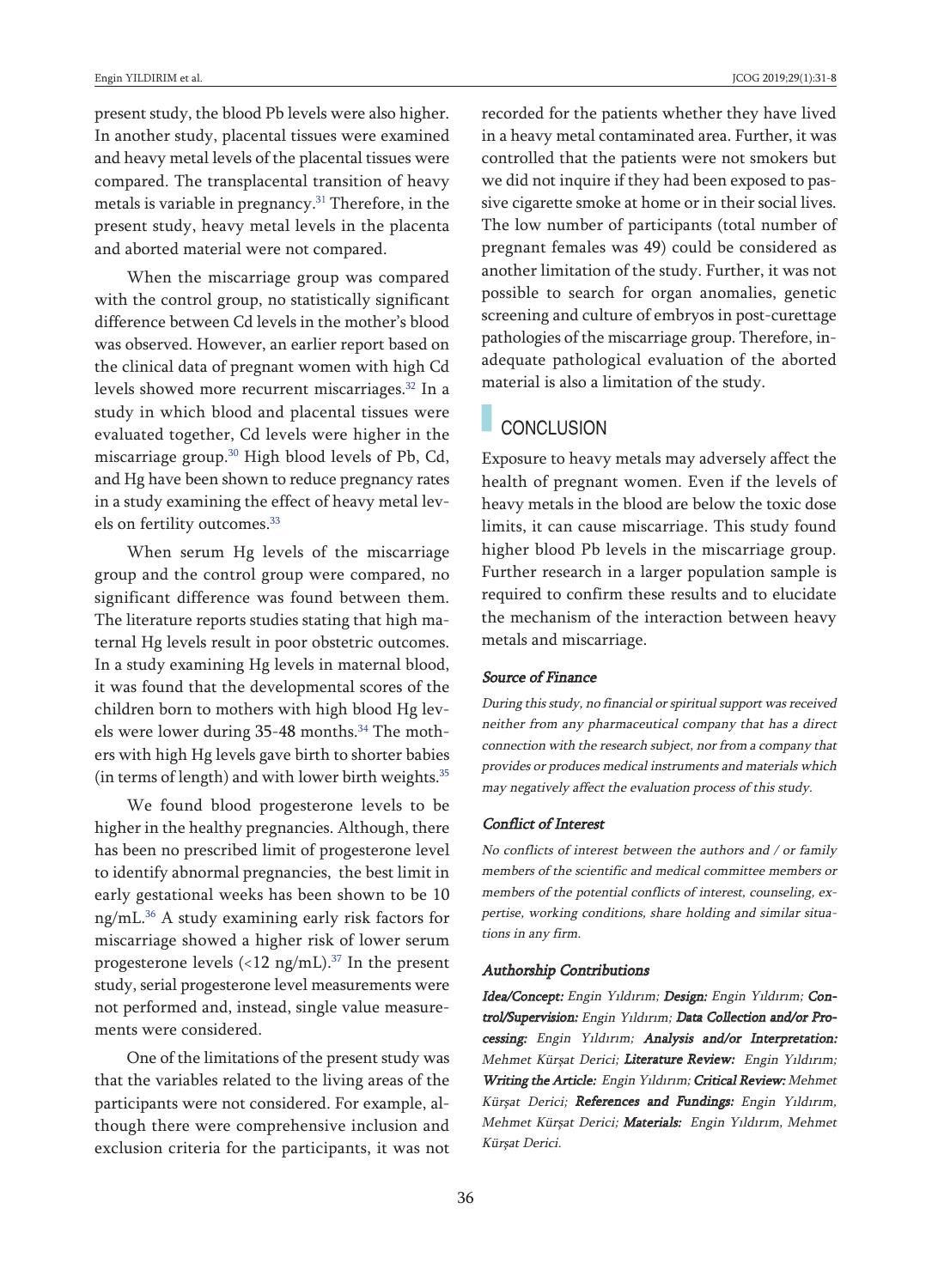present study, the blood Pb levels were also higher. In another study, placental tissues were examined and heavy metal levels of the placental tissues were compared. The transplacental transition of heavy metals is variable in pregnancy.[31] Therefore, in the present study, heavy metal levels in the placenta and aborted material were not compared.

When the miscarriage group was compared with the control group, no statistically significant difference between Cd levels in the mother's blood was observed. However, an earlier report based on the clinical data of pregnant women with high Cd levels showed more recurrent miscarriages.[32] In a study in which blood and placental tissues were evaluated together, Cd levels were higher in the miscarriage group.[30] High blood levels of Pb, Cd, and Hg have been shown to reduce pregnancy rates in a study examining the effect of heavy metal levels on fertility outcomes.[33]

When serum Hg levels of the miscarriage group and the control group were compared, no significant difference was found between them. The literature reports studies stating that high maternal Hg levels result in poor obstetric outcomes. In a study examining Hg levels in maternal blood, it was found that the developmental scores of the children born to mothers with high blood Hg levels were lower during 35-48 months.[34] The mothers with high Hg levels gave birth to shorter babies (in terms of length) and with lower birth weights.[35]

We found blood progesterone levels to be higher in the healthy pregnancies. Although, there has been no prescribed limit of progesterone level to identify abnormal pregnancies, the best limit in early gestational weeks has been shown to be 10 ng/mL.[36] A study examining early risk factors for miscarriage showed a higher risk of lower serum progesterone levels (<12 ng/mL).[37] In the present study, serial progesterone level measurements were not performed and, instead, single value measurements were considered.

One of the limitations of the present study was that the variables related to the living areas of the participants were not considered. For example, although there were comprehensive inclusion and exclusion criteria for the participants, it was not recorded for the patients whether they have lived in a heavy metal contaminated area. Further, it was controlled that the patients were not smokers but we did not inquire if they had been exposed to passive cigarette smoke at home or in their social lives. The low number of participants (total number of pregnant females was 49) could be considered as another limitation of the study. Further, it was not possible to search for organ anomalies, genetic screening and culture of embryos in post-curettage pathologies of the miscarriage group. Therefore, inadequate pathological evaluation of the aborted material is also a limitation of the study.

## CONCLUSION

Exposure to heavy metals may adversely affect the health of pregnant women. Even if the levels of heavy metals in the blood are below the toxic dose limits, it can cause miscarriage. This study found higher blood Pb levels in the miscarriage group. Further research in a larger population sample is required to confirm these results and to elucidate the mechanism of the interaction between heavy metals and miscarriage.

### Source of Finance

*During this study, no financial or spiritual support was received neither from any pharmaceutical company that has a direct connection with the research subject, nor from a company that provides or produces medical instruments and materials which may negatively affect the evaluation process of this study.*

### Conflict of Interest

*No conflicts of interest between the authors and / or family members of the scientific and medical committee members or members of the potential conflicts of interest, counseling, expertise, working conditions, share holding and similar situations in any firm.*

### Authorship Contributions

***Idea/Concept:** Engin Yıldırım; **Design:** Engin Yıldırım; **Control/Supervision:** Engin Yıldırım; **Data Collection and/or Processing:** Engin Yıldırım; **Analysis and/or Interpretation:** Mehmet Kürşat Derici; **Literature Review:** Engin Yıldırım; **Writing the Article:** Engin Yıldırım; **Critical Review:** Mehmet Kürşat Derici; **References and Fundings:** Engin Yıldırım, Mehmet Kürşat Derici; **Materials:** Engin Yıldırım, Mehmet Kürşat Derici.*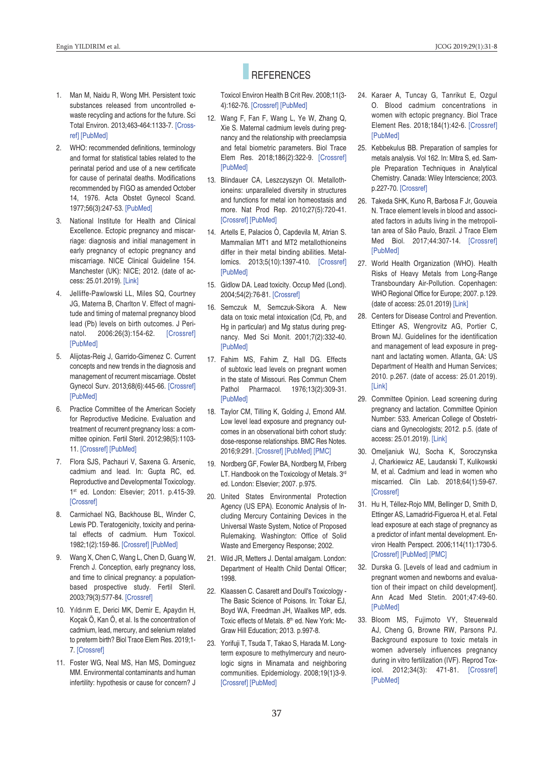## REFERENCES

1. Man M, Naidu R, Wong MH. Persistent toxic substances released from uncontrolled e-waste recycling and actions for the future. Sci Total Environ. 2013;463-464:1133-7. [Crossref] [PubMed]
2. WHO: recommended definitions, terminology and format for statistical tables related to the perinatal period and use of a new certificate for cause of perinatal deaths. Modifications recommended by FIGO as amended October 14, 1976. Acta Obstet Gynecol Scand. 1977;56(3):247-53. [PubMed]
3. National Institute for Health and Clinical Excellence. Ectopic pregnancy and miscarriage: diagnosis and initial management in early pregnancy of ectopic pregnancy and miscarriage. NICE Clinical Guideline 154. Manchester (UK): NICE; 2012. (date of access: 25.01.2019). [Link]
4. Jelliffe-Pawlowski LL, Miles SQ, Courtney JG, Materna B, Charlton V. Effect of magnitude and timing of maternal pregnancy blood lead (Pb) levels on birth outcomes. J Perinatol. 2006:26(3):154-62. [Crossref] [PubMed]
5. Alijotas-Reig J, Garrido-Gimenez C. Current concepts and new trends in the diagnosis and management of recurrent miscarriage. Obstet Gynecol Surv. 2013;68(6):445-66. [Crossref] [PubMed]
6. Practice Committee of the American Society for Reproductive Medicine. Evaluation and treatment of recurrent pregnancy loss: a committee opinion. Fertil Steril. 2012;98(5):1103-11. [Crossref] [PubMed]
7. Flora SJS, Pachauri V, Saxena G. Arsenic, cadmium and lead. In: Gupta RC, ed. Reproductive and Developmental Toxicology. 1st ed. London: Elsevier; 2011. p.415-39. [Crossref]
8. Carmichael NG, Backhouse BL, Winder C, Lewis PD. Teratogenicity, toxicity and perinatal effects of cadmium. Hum Toxicol. 1982;1(2):159-86. [Crossref] [PubMed]
9. Wang X, Chen C, Wang L, Chen D, Guang W, French J. Conception, early pregnancy loss, and time to clinical pregnancy: a population-based prospective study. Fertil Steril. 2003;79(3):577-84. [Crossref]
10. Yıldırım E, Derici MK, Demir E, Apaydın H, Koçak Ö, Kan Ö, et al. Is the concentration of cadmium, lead, mercury, and selenium related to preterm birth? Biol Trace Elem Res. 2019;1-7. [Crossref]
11. Foster WG, Neal MS, Han MS, Dominguez MM. Environmental contaminants and human infertility: hypothesis or cause for concern? J Toxicol Environ Health B Crit Rev. 2008;11(3-4):162-76. [Crossref] [PubMed]
12. Wang F, Fan F, Wang L, Ye W, Zhang Q, Xie S. Maternal cadmium levels during pregnancy and the relationship with preeclampsia and fetal biometric parameters. Biol Trace Elem Res. 2018;186(2):322-9. [Crossref] [PubMed]
13. Blindauer CA, Leszczyszyn OI. Metallothioneins: unparalleled diversity in structures and functions for metal ion homeostasis and more. Nat Prod Rep. 2010;27(5):720-41. [Crossref] [PubMed]
14. Artells E, Palacios Ò, Capdevila M, Atrian S. Mammalian MT1 and MT2 metallothioneins differ in their metal binding abilities. Metallomics. 2013;5(10):1397-410. [Crossref] [PubMed]
15. Gidlow DA. Lead toxicity. Occup Med (Lond). 2004;54(2):76-81. [Crossref]
16. Semczuk M, Semczuk-Sikora A. New data on toxic metal intoxication (Cd, Pb, and Hg in particular) and Mg status during pregnancy. Med Sci Monit. 2001;7(2):332-40. [PubMed]
17. Fahim MS, Fahim Z, Hall DG. Effects of subtoxic lead levels on pregnant women in the state of Missouri. Res Commun Chem Pathol Pharmacol. 1976;13(2):309-31. [PubMed]
18. Taylor CM, Tilling K, Golding J, Emond AM. Low level lead exposure and pregnancy outcomes in an observational birth cohort study: dose-response relationships. BMC Res Notes. 2016;9:291. [Crossref] [PubMed] [PMC]
19. Nordberg GF, Fowler BA, Nordberg M, Friberg LT. Handbook on the Toxicology of Metals. 3rd ed. London: Elsevier; 2007. p.975.
20. United States Environmental Protection Agency (US EPA). Economic Analysis of Including Mercury Containing Devices in the Universal Waste System, Notice of Proposed Rulemaking. Washington: Office of Solid Waste and Emergency Response; 2002.
21. Wild JR, Metters J. Dental amalgam. London: Department of Health Child Dental Officer; 1998.
22. Klaassen C. Casarett and Doull's Toxicology - The Basic Science of Poisons. In: Tokar EJ, Boyd WA, Freedman JH, Waalkes MP, eds. Toxic effects of Metals. 8th ed. New York: McGraw Hill Education; 2013. p.997-8.
23. Yorifuji T, Tsuda T, Takao S, Harada M. Long-term exposure to methylmercury and neurologic signs in Minamata and neighboring communities. Epidemiology. 2008;19(1)3-9. [Crossref] [PubMed]
24. Karaer A, Tuncay G, Tanrikut E, Ozgul O. Blood cadmium concentrations in women with ectopic pregnancy. Biol Trace Element Res. 2018;184(1):42-6. [Crossref] [PubMed]
25. Kebbekulus BB. Preparation of samples for metals analysis. Vol 162. In: Mitra S, ed. Sample Preparation Techniques in Analytical Chemistry. Canada: Wiley Interscience; 2003. p.227-70. [Crossref]
26. Takeda SHK, Kuno R, Barbosa F Jr, Gouveia N. Trace element levels in blood and associated factors in adults living in the metropolitan area of São Paulo, Brazil. J Trace Elem Med Biol. 2017;44:307-14. [Crossref] [PubMed]
27. World Health Organization (WHO). Health Risks of Heavy Metals from Long-Range Transboundary Air-Pollution. Copenhagen: WHO Regional Office for Europe; 2007. p.129. (date of access: 25.01.2019) [Link]
28. Centers for Disease Control and Prevention. Ettinger AS, Wengrovitz AG, Portier C, Brown MJ. Guidelines for the identification and management of lead exposure in pregnant and lactating women. Atlanta, GA: US Department of Health and Human Services; 2010. p.267. (date of access: 25.01.2019). [Link]
29. Committee Opinion. Lead screening during pregnancy and lactation. Committee Opinion Number: 533. American College of Obstetricians and Gynecologists; 2012. p.5. (date of access: 25.01.2019). [Link]
30. Omeljaniuk WJ, Socha K, Soroczynska J, Charkiewicz AE, Laudanski T, Kulikowski M, et al. Cadmium and lead in women who miscarried. Clin Lab. 2018;64(1):59-67. [Crossref]
31. Hu H, Téllez-Rojo MM, Bellinger D, Smith D, Ettinger AS, Lamadrid-Figueroa H, et al. Fetal lead exposure at each stage of pregnancy as a predictor of infant mental development. Environ Health Perspect. 2006;114(11):1730-5. [Crossref] [PubMed] [PMC]
32. Durska G. [Levels of lead and cadmium in pregnant women and newborns and evaluation of their impact on child development]. Ann Acad Med Stetin. 2001;47:49-60. [PubMed]
33. Bloom MS, Fujimoto VY, Steuerwald AJ, Cheng G, Browne RW, Parsons PJ. Background exposure to toxic metals in women adversely influences pregnancy during in vitro fertilization (IVF). Reprod Toxicol. 2012;34(3): 471-81. [Crossref] [PubMed]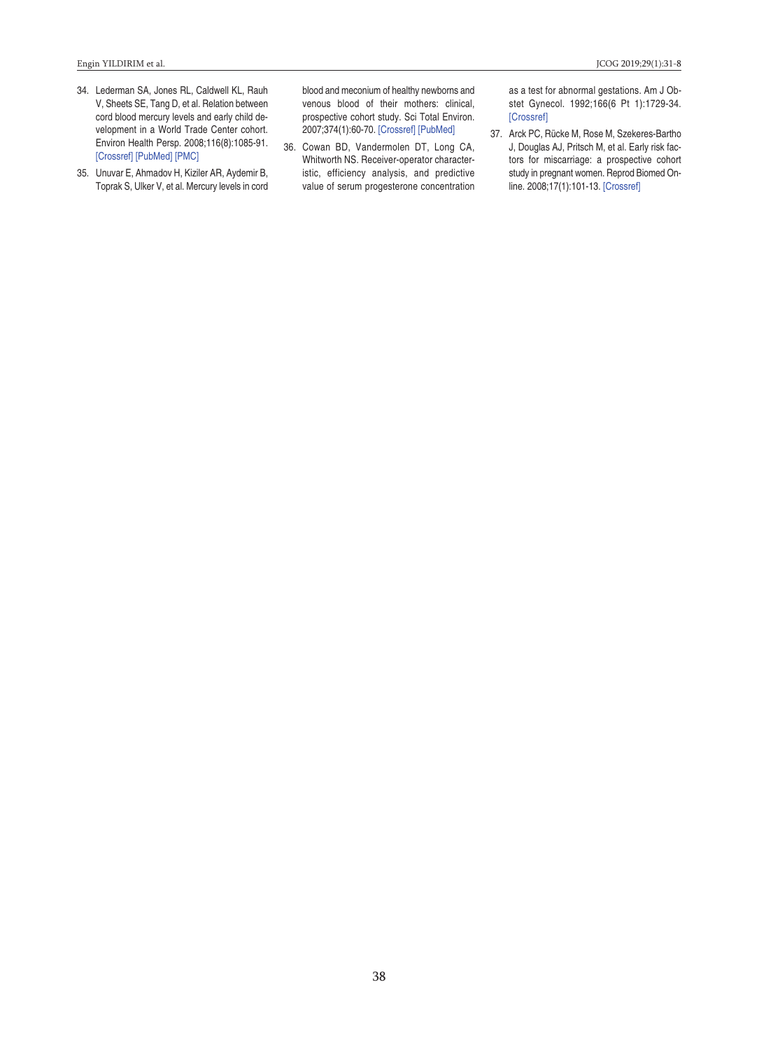34. Lederman SA, Jones RL, Caldwell KL, Rauh V, Sheets SE, Tang D, et al. Relation between cord blood mercury levels and early child development in a World Trade Center cohort. Environ Health Persp. 2008;116(8):1085-91. [Crossref] [PubMed] [PMC]

35. Unuvar E, Ahmadov H, Kiziler AR, Aydemir B, Toprak S, Ulker V, et al. Mercury levels in cord blood and meconium of healthy newborns and venous blood of their mothers: clinical, prospective cohort study. Sci Total Environ. 2007;374(1):60-70. [Crossref] [PubMed]

36. Cowan BD, Vandermolen DT, Long CA, Whitworth NS. Receiver-operator characteristic, efficiency analysis, and predictive value of serum progesterone concentration as a test for abnormal gestations. Am J Obstet Gynecol. 1992;166(6 Pt 1):1729-34. [Crossref]

37. Arck PC, Rücke M, Rose M, Szekeres-Bartho J, Douglas AJ, Pritsch M, et al. Early risk factors for miscarriage: a prospective cohort study in pregnant women. Reprod Biomed Online. 2008;17(1):101-13. [Crossref]